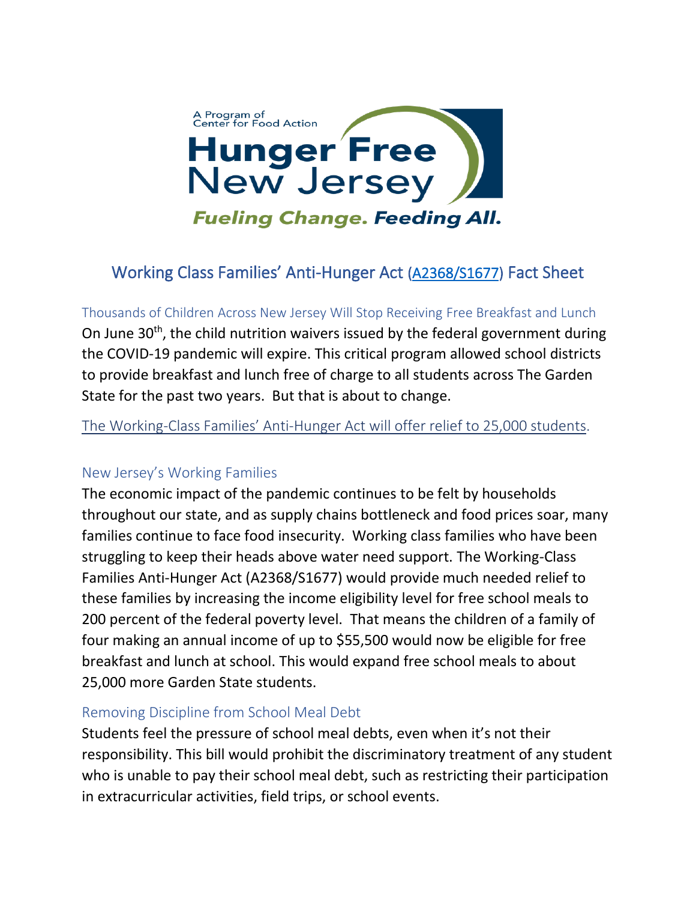A Program of
Center for Food Action

**Hunger Free**
**New Jersey**

***Fueling Change. Feeding All.***

# Working Class Families' Anti-Hunger Act (A2368/S1677) Fact Sheet

## Thousands of Children Across New Jersey Will Stop Receiving Free Breakfast and Lunch

On June 30th, the child nutrition waivers issued by the federal government during the COVID-19 pandemic will expire. This critical program allowed school districts to provide breakfast and lunch free of charge to all students across The Garden State for the past two years. But that is about to change.

The Working-Class Families' Anti-Hunger Act will offer relief to 25,000 students.

## New Jersey's Working Families

The economic impact of the pandemic continues to be felt by households throughout our state, and as supply chains bottleneck and food prices soar, many families continue to face food insecurity. Working class families who have been struggling to keep their heads above water need support. The Working-Class Families Anti-Hunger Act (A2368/S1677) would provide much needed relief to these families by increasing the income eligibility level for free school meals to 200 percent of the federal poverty level. That means the children of a family of four making an annual income of up to $55,500 would now be eligible for free breakfast and lunch at school. This would expand free school meals to about 25,000 more Garden State students.

## Removing Discipline from School Meal Debt

Students feel the pressure of school meal debts, even when it's not their responsibility. This bill would prohibit the discriminatory treatment of any student who is unable to pay their school meal debt, such as restricting their participation in extracurricular activities, field trips, or school events.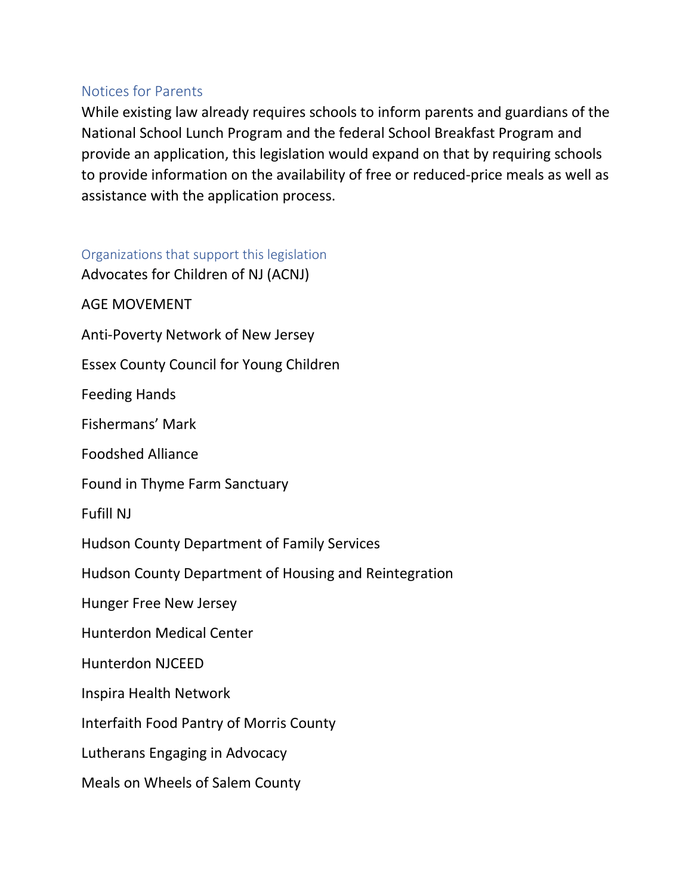## Notices for Parents

While existing law already requires schools to inform parents and guardians of the National School Lunch Program and the federal School Breakfast Program and provide an application, this legislation would expand on that by requiring schools to provide information on the availability of free or reduced-price meals as well as assistance with the application process.

## Organizations that support this legislation

Advocates for Children of NJ (ACNJ)

AGE MOVEMENT

Anti-Poverty Network of New Jersey

Essex County Council for Young Children

Feeding Hands

Fishermans' Mark

Foodshed Alliance

Found in Thyme Farm Sanctuary

Fufill NJ

Hudson County Department of Family Services

Hudson County Department of Housing and Reintegration

Hunger Free New Jersey

Hunterdon Medical Center

Hunterdon NJCEED

Inspira Health Network

Interfaith Food Pantry of Morris County

Lutherans Engaging in Advocacy

Meals on Wheels of Salem County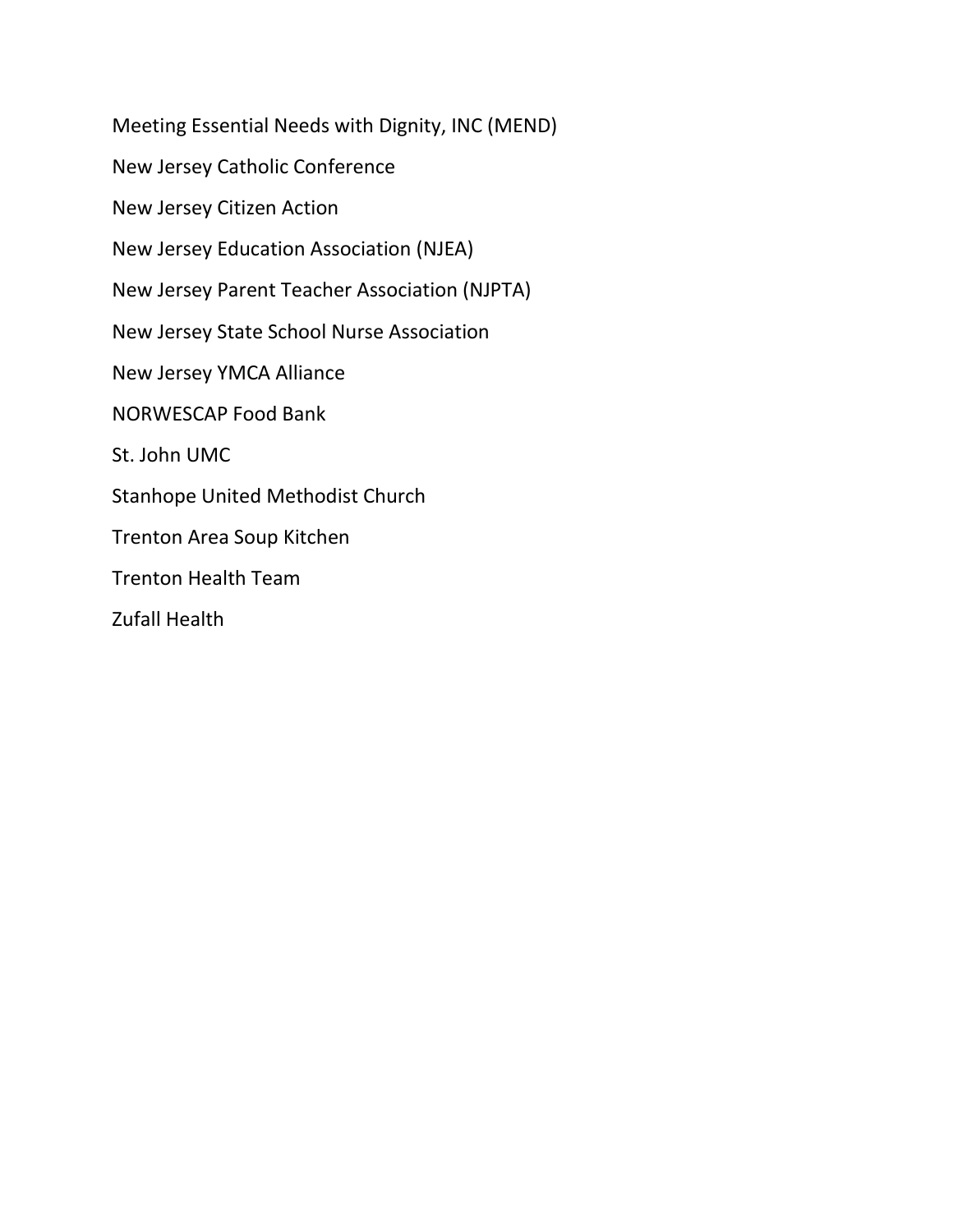Meeting Essential Needs with Dignity, INC (MEND)

New Jersey Catholic Conference

New Jersey Citizen Action

New Jersey Education Association (NJEA)

New Jersey Parent Teacher Association (NJPTA)

New Jersey State School Nurse Association

New Jersey YMCA Alliance

NORWESCAP Food Bank

St. John UMC

Stanhope United Methodist Church

Trenton Area Soup Kitchen

Trenton Health Team

Zufall Health